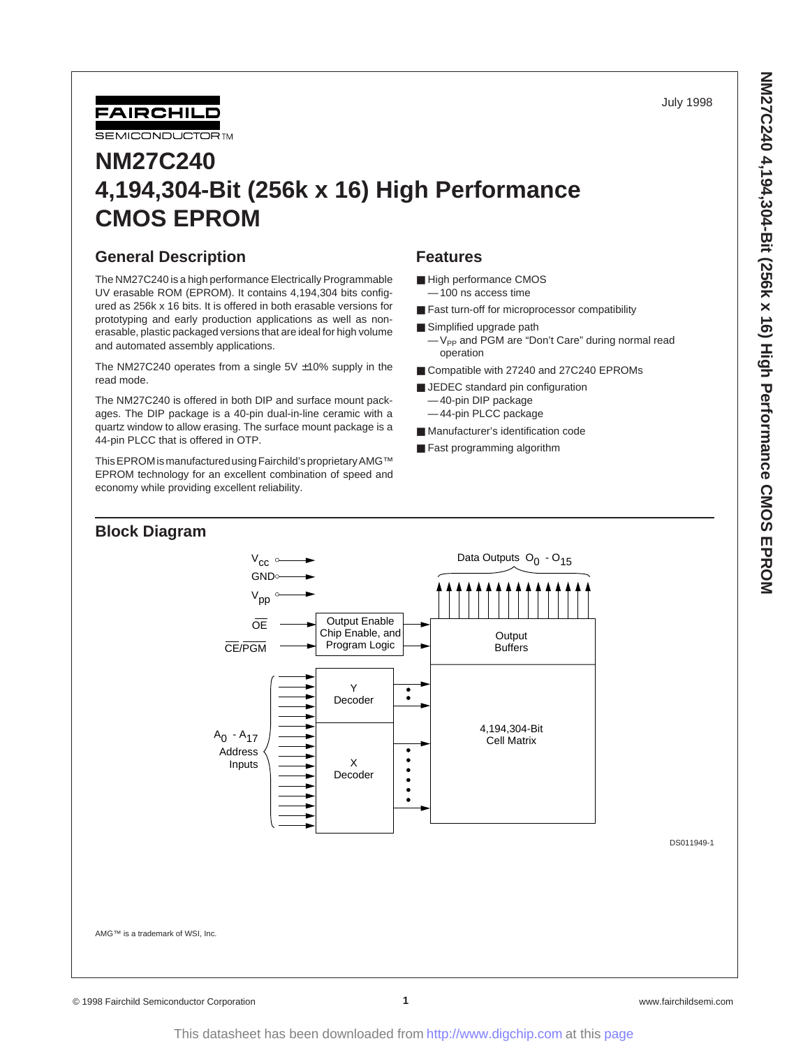July 1998

# NM27C240
# 4,194,304-Bit (256k x 16) High Performance CMOS EPROM

## General Description

The NM27C240 is a high performance Electrically Programmable UV erasable ROM (EPROM). It contains 4,194,304 bits configured as 256k x 16 bits. It is offered in both erasable versions for prototyping and early production applications as well as non-erasable, plastic packaged versions that are ideal for high volume and automated assembly applications.

The NM27C240 operates from a single 5V ±10% supply in the read mode.

The NM27C240 is offered in both DIP and surface mount packages. The DIP package is a 40-pin dual-in-line ceramic with a quartz window to allow erasing. The surface mount package is a 44-pin PLCC that is offered in OTP.

This EPROM is manufactured using Fairchild's proprietary AMG™ EPROM technology for an excellent combination of speed and economy while providing excellent reliability.

## Features

- High performance CMOS
  - 100 ns access time
- Fast turn-off for microprocessor compatibility
- Simplified upgrade path
  - $V_{PP}$ and PGM are "Don't Care" during normal read operation
- Compatible with 27240 and 27C240 EPROMs
- JEDEC standard pin configuration
  - 40-pin DIP package
  - 44-pin PLCC package
- Manufacturer's identification code
- Fast programming algorithm

## Block Diagram

DS011949-1

AMG™ is a trademark of WSI, Inc.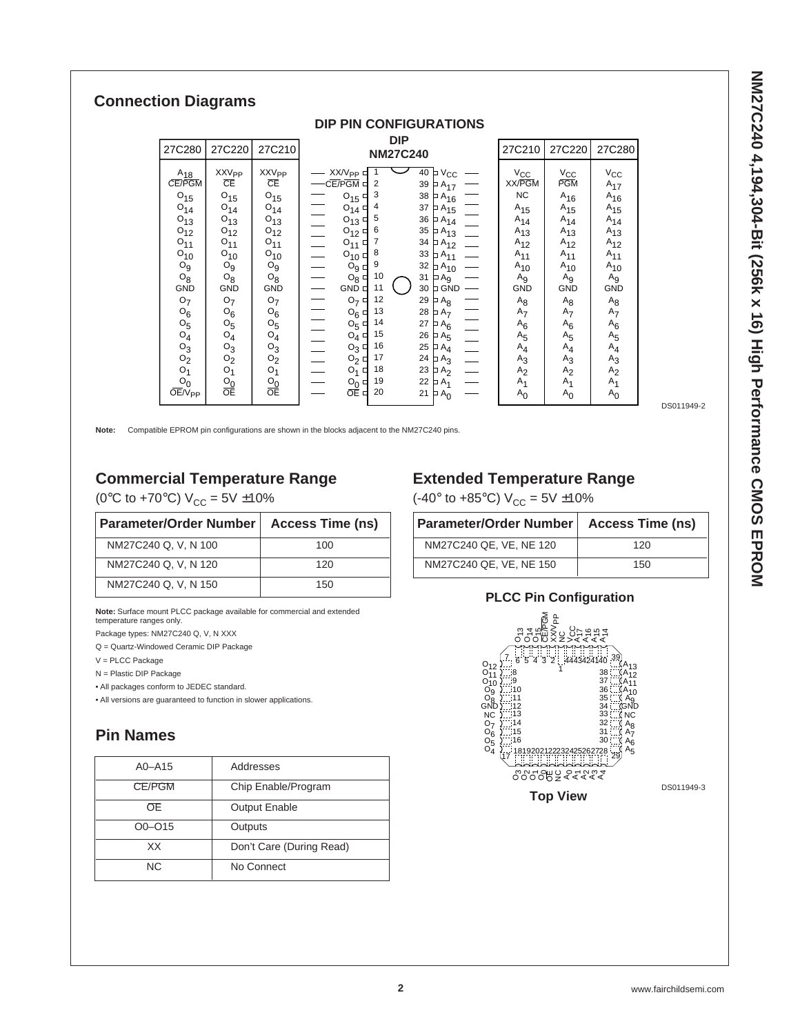## Connection Diagrams

### DIP PIN CONFIGURATIONS

| 27C280 | 27C220 | 27C210 | DIP NM27C240 | | | DIP NM27C240 | 27C210 | 27C220 | 27C280 |
|---|---|---|---|---|---|---|---|---|---|
| $A_{18}$ | $XXV_{PP}$ | $XXV_{PP}$ | $XX/V_{PP}$ | 1 | 40 | $V_{CC}$ | $V_{CC}$ | $V_{CC}$ | $V_{CC}$ |
| $\overline{CE}/\overline{PGM}$ | $\overline{CE}$ | $\overline{CE}$ | $\overline{CE}/\overline{PGM}$ | 2 | 39 | $A_{17}$ | $XX/\overline{PGM}$ | $\overline{PGM}$ | $A_{17}$ |
| $O_{15}$ | $O_{15}$ | $O_{15}$ | $O_{15}$ | 3 | 38 | $A_{16}$ | NC | $A_{16}$ | $A_{16}$ |
| $O_{14}$ | $O_{14}$ | $O_{14}$ | $O_{14}$ | 4 | 37 | $A_{15}$ | $A_{15}$ | $A_{15}$ | $A_{15}$ |
| $O_{13}$ | $O_{13}$ | $O_{13}$ | $O_{13}$ | 5 | 36 | $A_{14}$ | $A_{14}$ | $A_{14}$ | $A_{14}$ |
| $O_{12}$ | $O_{12}$ | $O_{12}$ | $O_{12}$ | 6 | 35 | $A_{13}$ | $A_{13}$ | $A_{13}$ | $A_{13}$ |
| $O_{11}$ | $O_{11}$ | $O_{11}$ | $O_{11}$ | 7 | 34 | $A_{12}$ | $A_{12}$ | $A_{12}$ | $A_{12}$ |
| $O_{10}$ | $O_{10}$ | $O_{10}$ | $O_{10}$ | 8 | 33 | $A_{11}$ | $A_{11}$ | $A_{11}$ | $A_{11}$ |
| $O_9$ | $O_9$ | $O_9$ | $O_9$ | 9 | 32 | $A_{10}$ | $A_{10}$ | $A_{10}$ | $A_{10}$ |
| $O_8$ | $O_8$ | $O_8$ | $O_8$ | 10 | 31 | $A_9$ | $A_9$ | $A_9$ | $A_9$ |
| GND | GND | GND | GND | 11 | 30 | GND | GND | GND | GND |
| $O_7$ | $O_7$ | $O_7$ | $O_7$ | 12 | 29 | $A_8$ | $A_8$ | $A_8$ | $A_8$ |
| $O_6$ | $O_6$ | $O_6$ | $O_6$ | 13 | 28 | $A_7$ | $A_7$ | $A_7$ | $A_7$ |
| $O_5$ | $O_5$ | $O_5$ | $O_5$ | 14 | 27 | $A_6$ | $A_6$ | $A_6$ | $A_6$ |
| $O_4$ | $O_4$ | $O_4$ | $O_4$ | 15 | 26 | $A_5$ | $A_5$ | $A_5$ | $A_5$ |
| $O_3$ | $O_3$ | $O_3$ | $O_3$ | 16 | 25 | $A_4$ | $A_4$ | $A_4$ | $A_4$ |
| $O_2$ | $O_2$ | $O_2$ | $O_2$ | 17 | 24 | $A_3$ | $A_3$ | $A_3$ | $A_3$ |
| $O_1$ | $O_1$ | $O_1$ | $O_1$ | 18 | 23 | $A_2$ | $A_2$ | $A_2$ | $A_2$ |
| $O_0$ | $O_0$ | $O_0$ | $O_0$ | 19 | 22 | $A_1$ | $A_1$ | $A_1$ | $A_1$ |
| $\overline{OE}/V_{PP}$ | $\overline{OE}$ | $\overline{OE}$ | $\overline{OE}$ | 20 | 21 | $A_0$ | $A_0$ | $A_0$ | $A_0$ |

DS011949-2

**Note:** Compatible EPROM pin configurations are shown in the blocks adjacent to the NM27C240 pins.

## Commercial Temperature Range

(0°C to +70°C) $V_{CC}$ = 5V ±10%

| Parameter/Order Number | Access Time (ns) |
|---|---|
| NM27C240 Q, V, N 100 | 100 |
| NM27C240 Q, V, N 120 | 120 |
| NM27C240 Q, V, N 150 | 150 |

**Note:** Surface mount PLCC package available for commercial and extended temperature ranges only.

Package types: NM27C240 Q, V, N XXX

Q = Quartz-Windowed Ceramic DIP Package

V = PLCC Package

N = Plastic DIP Package

- All packages conform to JEDEC standard.
- All versions are guaranteed to function in slower applications.

## Extended Temperature Range

(-40° to +85°C) $V_{CC}$ = 5V ±10%

| Parameter/Order Number | Access Time (ns) |
|---|---|
| NM27C240 QE, VE, NE 120 | 120 |
| NM27C240 QE, VE, NE 150 | 150 |

### PLCC Pin Configuration

| Pin | Name | Pin | Name |
|---|---|---|---|
| 1 | $XX/V_{PP}$ (top) | 23 | $A_1$ |
| 2 | $\overline{CE}/\overline{PGM}$ | 24 | $A_2$ |
| 3 | $O_{15}$ | 25 | $A_3$ |
| 4 | $O_{14}$ | 26 | $A_4$ |
| 5 | $O_{13}$ | 27 | $A_5$ |
| 6 | $O_{12}$ | 28 | $A_6$ |
| 7 | $O_{11}$ | 29 | $A_7$ |
| 8–16 | $O_{12}, O_{11}, O_{10}, O_9, O_8$, GND, NC, $O_7, O_6, O_5, O_4$ (left side) | 30–38 | $A_6, A_7, A_8$, NC, GND, $A_9, A_{10}, A_{11}, A_{12}, A_{13}$ (right side) |

Left side (top to bottom): $O_{12}$ (7), $O_{11}$ (8), $O_{10}$ (9), $O_9$ (10), $O_8$ (11), GND (12), NC (13), $O_7$ (14), $O_6$ (15), $O_5$ (16), $O_4$ (17)

Top (left to right): $O_{13}$, $O_{14}$, $O_{15}$, $\overline{CE}/\overline{PGM}$, $XX/V_{PP}$, NC, $V_{CC}$, $A_{17}$, $A_{16}$, $A_{15}$, $A_{14}$ (pins 6, 5, 4, 3, 2, 1, 44, 43, 42, 41, 40)

Right side (top to bottom): $A_{13}$ (39), $A_{12}$ (38), $A_{11}$ (37), $A_{10}$ (36), $A_9$ (35), GND (34), NC (33), $A_8$ (32), $A_7$ (31), $A_6$ (30), $A_5$ (29)

Bottom (left to right): $O_3$, $O_2$, $O_1$, $O_0$, $\overline{OE}$, NC, $A_0$, $A_1$, $A_2$, $A_3$, $A_4$ (pins 18–28)

**Top View**

DS011949-3

## Pin Names

| | |
|---|---|
| A0–A15 | Addresses |
| $\overline{CE}/\overline{PGM}$ | Chip Enable/Program |
| $\overline{OE}$ | Output Enable |
| O0–O15 | Outputs |
| XX | Don't Care (During Read) |
| NC | No Connect |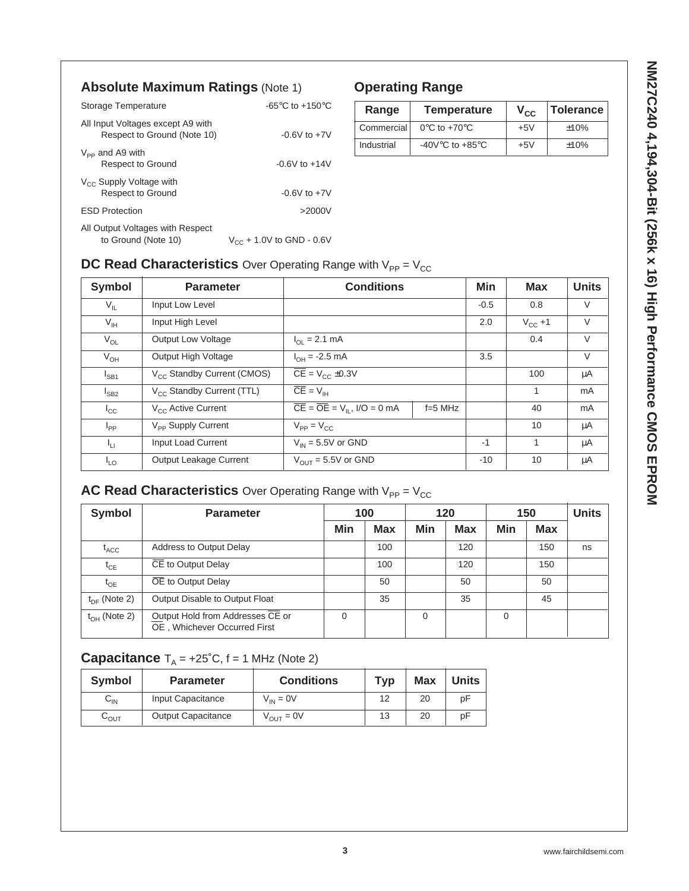## Absolute Maximum Ratings (Note 1)

| | |
|---|---|
| Storage Temperature | -65°C to +150°C |
| All Input Voltages except A9 with Respect to Ground (Note 10) | -0.6V to +7V |
| $V_{PP}$ and A9 with Respect to Ground | -0.6V to +14V |
| $V_{CC}$ Supply Voltage with Respect to Ground | -0.6V to +7V |
| ESD Protection | >2000V |
| All Output Voltages with Respect to Ground (Note 10) | $V_{CC}$ + 1.0V to GND - 0.6V |

## Operating Range

| Range | Temperature | $V_{CC}$ | Tolerance |
|---|---|---|---|
| Commercial | 0°C to +70°C | +5V | ±10% |
| Industrial | -40V°C to +85°C | +5V | ±10% |

## DC Read Characteristics Over Operating Range with $V_{PP} = V_{CC}$

| Symbol | Parameter | Conditions | | Min | Max | Units |
|---|---|---|---|---|---|---|
| $V_{IL}$ | Input Low Level | | | -0.5 | 0.8 | V |
| $V_{IH}$ | Input High Level | | | 2.0 | $V_{CC}$ +1 | V |
| $V_{OL}$ | Output Low Voltage | $I_{OL}$ = 2.1 mA | | | 0.4 | V |
| $V_{OH}$ | Output High Voltage | $I_{OH}$ = -2.5 mA | | 3.5 | | V |
| $I_{SB1}$ | $V_{CC}$ Standby Current (CMOS) | $\overline{CE} = V_{CC}$ ±0.3V | | | 100 | µA |
| $I_{SB2}$ | $V_{CC}$ Standby Current (TTL) | $\overline{CE} = V_{IH}$ | | | 1 | mA |
| $I_{CC}$ | $V_{CC}$ Active Current | $\overline{CE} = \overline{OE} = V_{IL}$, I/O = 0 mA | f=5 MHz | | 40 | mA |
| $I_{PP}$ | $V_{PP}$ Supply Current | $V_{PP} = V_{CC}$ | | | 10 | µA |
| $I_{LI}$ | Input Load Current | $V_{IN}$ = 5.5V or GND | | -1 | 1 | µA |
| $I_{LO}$ | Output Leakage Current | $V_{OUT}$ = 5.5V or GND | | -10 | 10 | µA |

## AC Read Characteristics Over Operating Range with $V_{PP} = V_{CC}$

| Symbol | Parameter | 100 | | 120 | | 150 | | Units |
|---|---|---|---|---|---|---|---|---|
| | | Min | Max | Min | Max | Min | Max | |
| $t_{ACC}$ | Address to Output Delay | | 100 | | 120 | | 150 | ns |
| $t_{CE}$ | $\overline{CE}$ to Output Delay | | 100 | | 120 | | 150 | |
| $t_{OE}$ | $\overline{OE}$ to Output Delay | | 50 | | 50 | | 50 | |
| $t_{DF}$ (Note 2) | Output Disable to Output Float | | 35 | | 35 | | 45 | |
| $t_{OH}$ (Note 2) | Output Hold from Addresses $\overline{CE}$ or $\overline{OE}$, Whichever Occurred First | 0 | | 0 | | 0 | | |

## Capacitance $T_A$ = +25˚C, f = 1 MHz (Note 2)

| Symbol | Parameter | Conditions | Typ | Max | Units |
|---|---|---|---|---|---|
| $C_{IN}$ | Input Capacitance | $V_{IN}$ = 0V | 12 | 20 | pF |
| $C_{OUT}$ | Output Capacitance | $V_{OUT}$ = 0V | 13 | 20 | pF |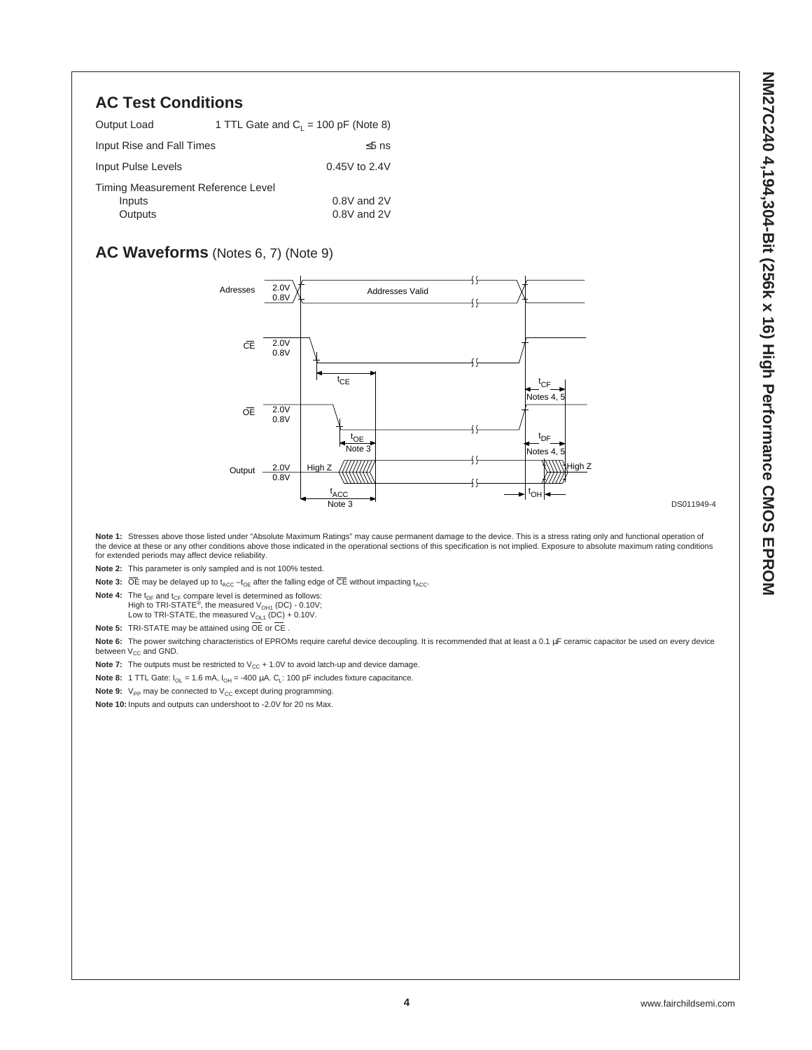## AC Test Conditions

| | |
|---|---|
| Output Load | 1 TTL Gate and $C_L$ = 100 pF (Note 8) |
| Input Rise and Fall Times | ≤5 ns |
| Input Pulse Levels | 0.45V to 2.4V |
| Timing Measurement Reference Level | |
| Inputs | 0.8V and 2V |
| Outputs | 0.8V and 2V |

## AC Waveforms (Notes 6, 7) (Note 9)

DS011949-4

**Note 1:** Stresses above those listed under "Absolute Maximum Ratings" may cause permanent damage to the device. This is a stress rating only and functional operation of the device at these or any other conditions above those indicated in the operational sections of this specification is not implied. Exposure to absolute maximum rating conditions for extended periods may affect device reliability.

**Note 2:** This parameter is only sampled and is not 100% tested.

**Note 3:** $\overline{OE}$ may be delayed up to $t_{ACC} - t_{OE}$ after the falling edge of $\overline{CE}$ without impacting $t_{ACC}$.

**Note 4:** The $t_{DF}$ and $t_{CF}$ compare level is determined as follows:
High to TRI-STATE®, the measured $V_{OH1}$ (DC) - 0.10V;
Low to TRI-STATE, the measured $V_{OL1}$ (DC) + 0.10V.

**Note 5:** TRI-STATE may be attained using $\overline{OE}$ or $\overline{CE}$ .

**Note 6:** The power switching characteristics of EPROMs require careful device decoupling. It is recommended that at least a 0.1 µF ceramic capacitor be used on every device between $V_{CC}$ and GND.

**Note 7:** The outputs must be restricted to $V_{CC}$ + 1.0V to avoid latch-up and device damage.

**Note 8:** 1 TTL Gate: $I_{OL}$ = 1.6 mA, $I_{OH}$ = -400 µA. $C_L$: 100 pF includes fixture capacitance.

**Note 9:** $V_{PP}$ may be connected to $V_{CC}$ except during programming.

**Note 10:** Inputs and outputs can undershoot to -2.0V for 20 ns Max.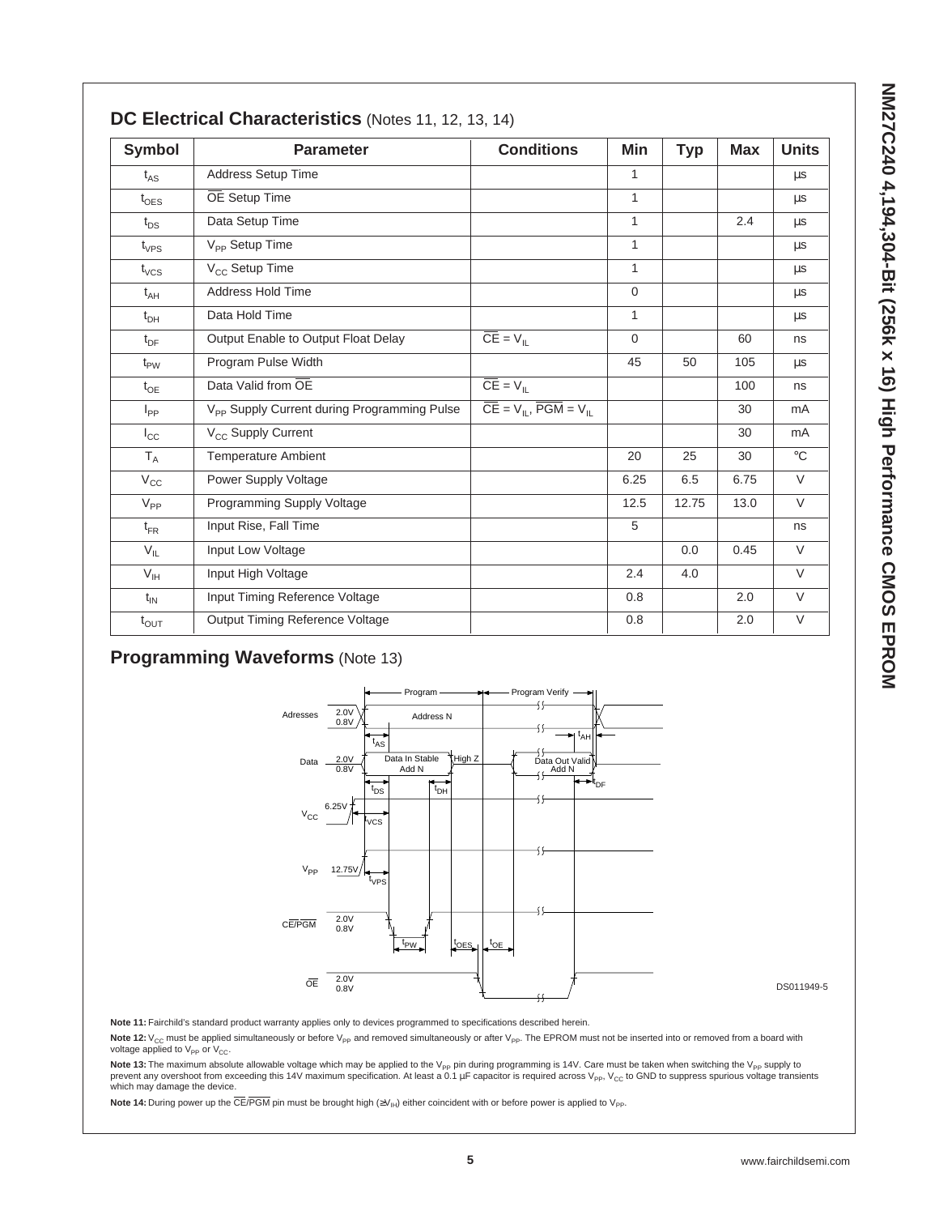## DC Electrical Characteristics (Notes 11, 12, 13, 14)

| Symbol | Parameter | Conditions | Min | Typ | Max | Units |
|---|---|---|---|---|---|---|
| $t_{AS}$ | Address Setup Time | | 1 | | | µs |
| $t_{OES}$ | $\overline{OE}$ Setup Time | | 1 | | | µs |
| $t_{DS}$ | Data Setup Time | | 1 | | 2.4 | µs |
| $t_{VPS}$ | $V_{PP}$ Setup Time | | 1 | | | µs |
| $t_{VCS}$ | $V_{CC}$ Setup Time | | 1 | | | µs |
| $t_{AH}$ | Address Hold Time | | 0 | | | µs |
| $t_{DH}$ | Data Hold Time | | 1 | | | µs |
| $t_{DF}$ | Output Enable to Output Float Delay | $\overline{CE} = V_{IL}$ | 0 | | 60 | ns |
| $t_{PW}$ | Program Pulse Width | | 45 | 50 | 105 | µs |
| $t_{OE}$ | Data Valid from $\overline{OE}$ | $\overline{CE} = V_{IL}$ | | | 100 | ns |
| $I_{PP}$ | $V_{PP}$ Supply Current during Programming Pulse | $\overline{CE} = V_{IL}$, $\overline{PGM} = V_{IL}$ | | | 30 | mA |
| $I_{CC}$ | $V_{CC}$ Supply Current | | | | 30 | mA |
| $T_A$ | Temperature Ambient | | 20 | 25 | 30 | °C |
| $V_{CC}$ | Power Supply Voltage | | 6.25 | 6.5 | 6.75 | V |
| $V_{PP}$ | Programming Supply Voltage | | 12.5 | 12.75 | 13.0 | V |
| $t_{FR}$ | Input Rise, Fall Time | | 5 | | | ns |
| $V_{IL}$ | Input Low Voltage | | | 0.0 | 0.45 | V |
| $V_{IH}$ | Input High Voltage | | 2.4 | 4.0 | | V |
| $t_{IN}$ | Input Timing Reference Voltage | | 0.8 | | 2.0 | V |
| $t_{OUT}$ | Output Timing Reference Voltage | | 0.8 | | 2.0 | V |

## Programming Waveforms (Note 13)

DS011949-5

**Note 11:** Fairchild's standard product warranty applies only to devices programmed to specifications described herein.

**Note 12:** $V_{CC}$ must be applied simultaneously or before $V_{PP}$ and removed simultaneously or after $V_{PP}$. The EPROM must not be inserted into or removed from a board with voltage applied to $V_{PP}$ or $V_{CC}$.

**Note 13:** The maximum absolute allowable voltage which may be applied to the $V_{PP}$ pin during programming is 14V. Care must be taken when switching the $V_{PP}$ supply to prevent any overshoot from exceeding this 14V maximum specification. At least a 0.1 µF capacitor is required across $V_{PP}$, $V_{CC}$ to GND to suppress spurious voltage transients which may damage the device.

**Note 14:** During power up the $\overline{CE}/\overline{PGM}$ pin must be brought high ($\geq V_{IH}$) either coincident with or before power is applied to $V_{PP}$.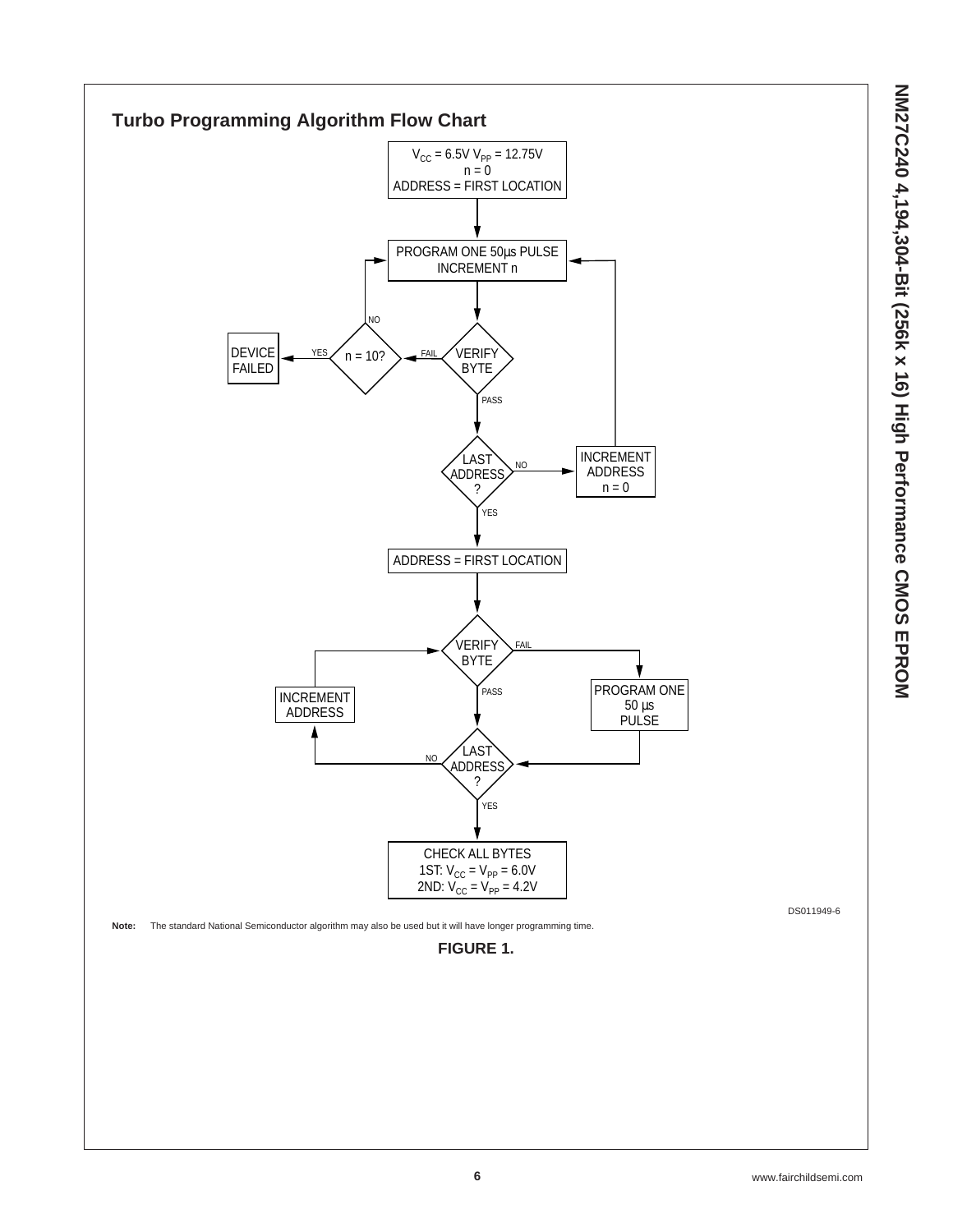## Turbo Programming Algorithm Flow Chart

$V_{CC}$ = 6.5V $V_{PP}$ = 12.75V
n = 0
ADDRESS = FIRST LOCATION

PROGRAM ONE 50µs PULSE
INCREMENT n

VERIFY BYTE — FAIL → n = 10? — YES → DEVICE FAILED; NO → PROGRAM ONE 50µs PULSE INCREMENT n

VERIFY BYTE — PASS → LAST ADDRESS?

LAST ADDRESS? — NO → INCREMENT ADDRESS n = 0 → PROGRAM ONE 50µs PULSE INCREMENT n

LAST ADDRESS? — YES → ADDRESS = FIRST LOCATION

VERIFY BYTE — FAIL → PROGRAM ONE 50 µs PULSE → LAST ADDRESS?

VERIFY BYTE — PASS → LAST ADDRESS?

LAST ADDRESS? — NO → INCREMENT ADDRESS → VERIFY BYTE

LAST ADDRESS? — YES → CHECK ALL BYTES
1ST: $V_{CC}$ = $V_{PP}$ = 6.0V
2ND: $V_{CC}$ = $V_{PP}$ = 4.2V

DS011949-6

**Note:** The standard National Semiconductor algorithm may also be used but it will have longer programming time.

**FIGURE 1.**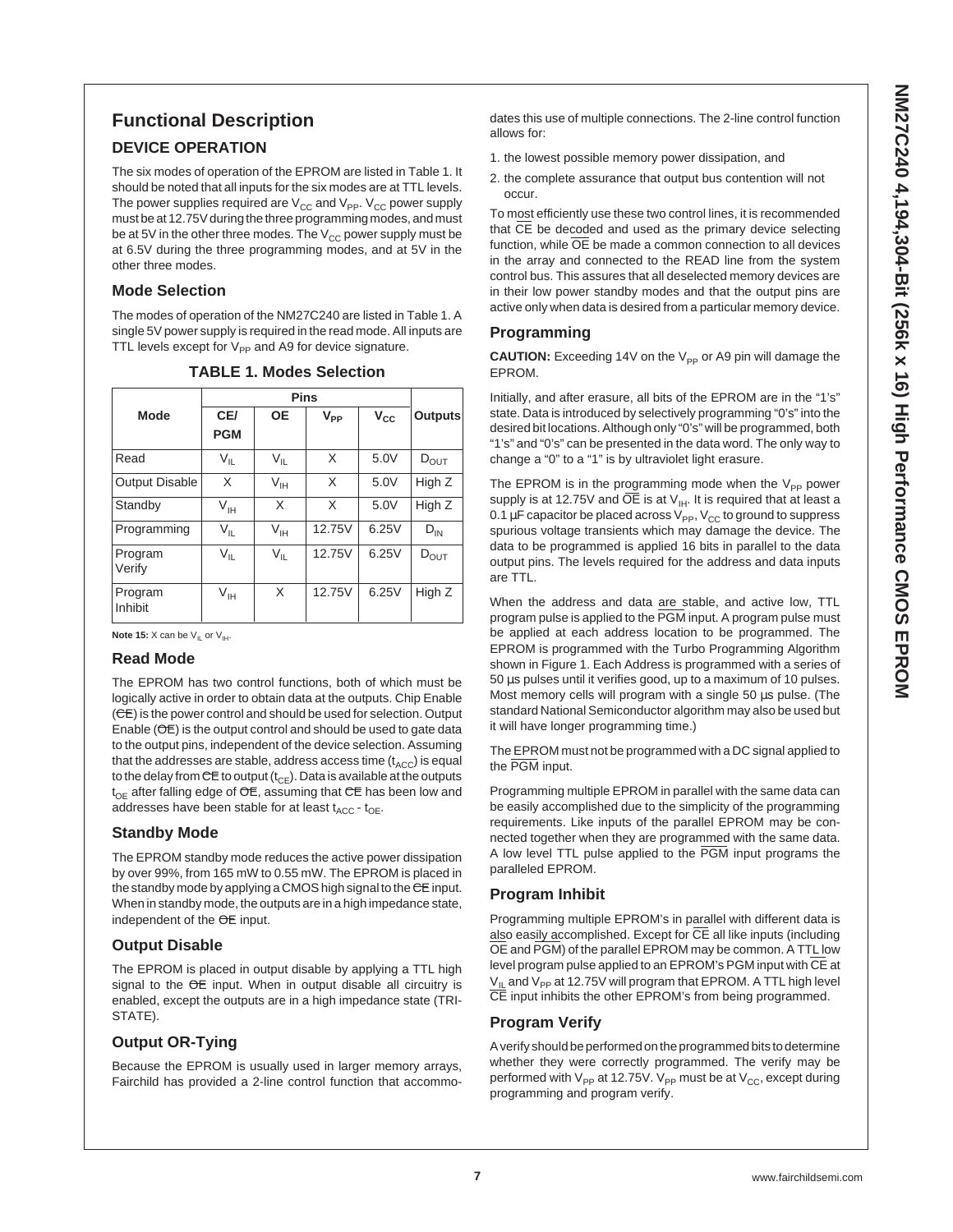## Functional Description

### DEVICE OPERATION

The six modes of operation of the EPROM are listed in Table 1. It should be noted that all inputs for the six modes are at TTL levels. The power supplies required are $V_{CC}$ and $V_{PP}$. $V_{CC}$ power supply must be at 12.75V during the three programming modes, and must be at 5V in the other three modes. The $V_{CC}$ power supply must be at 6.5V during the three programming modes, and at 5V in the other three modes.

### Mode Selection

The modes of operation of the NM27C240 are listed in Table 1. A single 5V power supply is required in the read mode. All inputs are TTL levels except for $V_{PP}$ and A9 for device signature.

**TABLE 1. Modes Selection**

| Mode | Pins | | | | Outputs |
|---|---|---|---|---|---|
| | CE/PGM | OE | $V_{PP}$ | $V_{CC}$ | |
| Read | $V_{IL}$ | $V_{IL}$ | X | 5.0V | $D_{OUT}$ |
| Output Disable | X | $V_{IH}$ | X | 5.0V | High Z |
| Standby | $V_{IH}$ | X | X | 5.0V | High Z |
| Programming | $V_{IL}$ | $V_{IH}$ | 12.75V | 6.25V | $D_{IN}$ |
| Program Verify | $V_{IL}$ | $V_{IL}$ | 12.75V | 6.25V | $D_{OUT}$ |
| Program Inhibit | $V_{IH}$ | X | 12.75V | 6.25V | High Z |

**Note 15:** X can be $V_{IL}$ or $V_{IH}$.

### Read Mode

The EPROM has two control functions, both of which must be logically active in order to obtain data at the outputs. Chip Enable (CE) is the power control and should be used for selection. Output Enable (OE) is the output control and should be used to gate data to the output pins, independent of the device selection. Assuming that the addresses are stable, address access time ($t_{ACC}$) is equal to the delay from CE to output ($t_{CE}$). Data is available at the outputs $t_{OE}$ after falling edge of OE, assuming that CE has been low and addresses have been stable for at least $t_{ACC}$ - $t_{OE}$.

### Standby Mode

The EPROM standby mode reduces the active power dissipation by over 99%, from 165 mW to 0.55 mW. The EPROM is placed in the standby mode by applying a CMOS high signal to the CE input. When in standby mode, the outputs are in a high impedance state, independent of the OE input.

### Output Disable

The EPROM is placed in output disable by applying a TTL high signal to the OE input. When in output disable all circuitry is enabled, except the outputs are in a high impedance state (TRI-STATE).

### Output OR-Tying

Because the EPROM is usually used in larger memory arrays, Fairchild has provided a 2-line control function that accommodates this use of multiple connections. The 2-line control function allows for:

1. the lowest possible memory power dissipation, and
2. the complete assurance that output bus contention will not occur.

To most efficiently use these two control lines, it is recommended that CE be decoded and used as the primary device selecting function, while OE be made a common connection to all devices in the array and connected to the READ line from the system control bus. This assures that all deselected memory devices are in their low power standby modes and that the output pins are active only when data is desired from a particular memory device.

### Programming

**CAUTION:** Exceeding 14V on the $V_{PP}$ or A9 pin will damage the EPROM.

Initially, and after erasure, all bits of the EPROM are in the "1's" state. Data is introduced by selectively programming "0's" into the desired bit locations. Although only "0's" will be programmed, both "1's" and "0's" can be presented in the data word. The only way to change a "0" to a "1" is by ultraviolet light erasure.

The EPROM is in the programming mode when the $V_{PP}$ power supply is at 12.75V and OE is at $V_{IH}$. It is required that at least a 0.1 µF capacitor be placed across $V_{PP}$, $V_{CC}$ to ground to suppress spurious voltage transients which may damage the device. The data to be programmed is applied 16 bits in parallel to the data output pins. The levels required for the address and data inputs are TTL.

When the address and data are stable, and active low, TTL program pulse is applied to the PGM input. A program pulse must be applied at each address location to be programmed. The EPROM is programmed with the Turbo Programming Algorithm shown in Figure 1. Each Address is programmed with a series of 50 µs pulses until it verifies good, up to a maximum of 10 pulses. Most memory cells will program with a single 50 µs pulse. (The standard National Semiconductor algorithm may also be used but it will have longer programming time.)

The EPROM must not be programmed with a DC signal applied to the PGM input.

Programming multiple EPROM in parallel with the same data can be easily accomplished due to the simplicity of the programming requirements. Like inputs of the parallel EPROM may be connected together when they are programmed with the same data. A low level TTL pulse applied to the PGM input programs the paralleled EPROM.

### Program Inhibit

Programming multiple EPROM's in parallel with different data is also easily accomplished. Except for CE all like inputs (including OE and PGM) of the parallel EPROM may be common. A TTL low level program pulse applied to an EPROM's PGM input with CE at $V_{IL}$ and $V_{PP}$ at 12.75V will program that EPROM. A TTL high level CE input inhibits the other EPROM's from being programmed.

### Program Verify

A verify should be performed on the programmed bits to determine whether they were correctly programmed. The verify may be performed with $V_{PP}$ at 12.75V. $V_{PP}$ must be at $V_{CC}$, except during programming and program verify.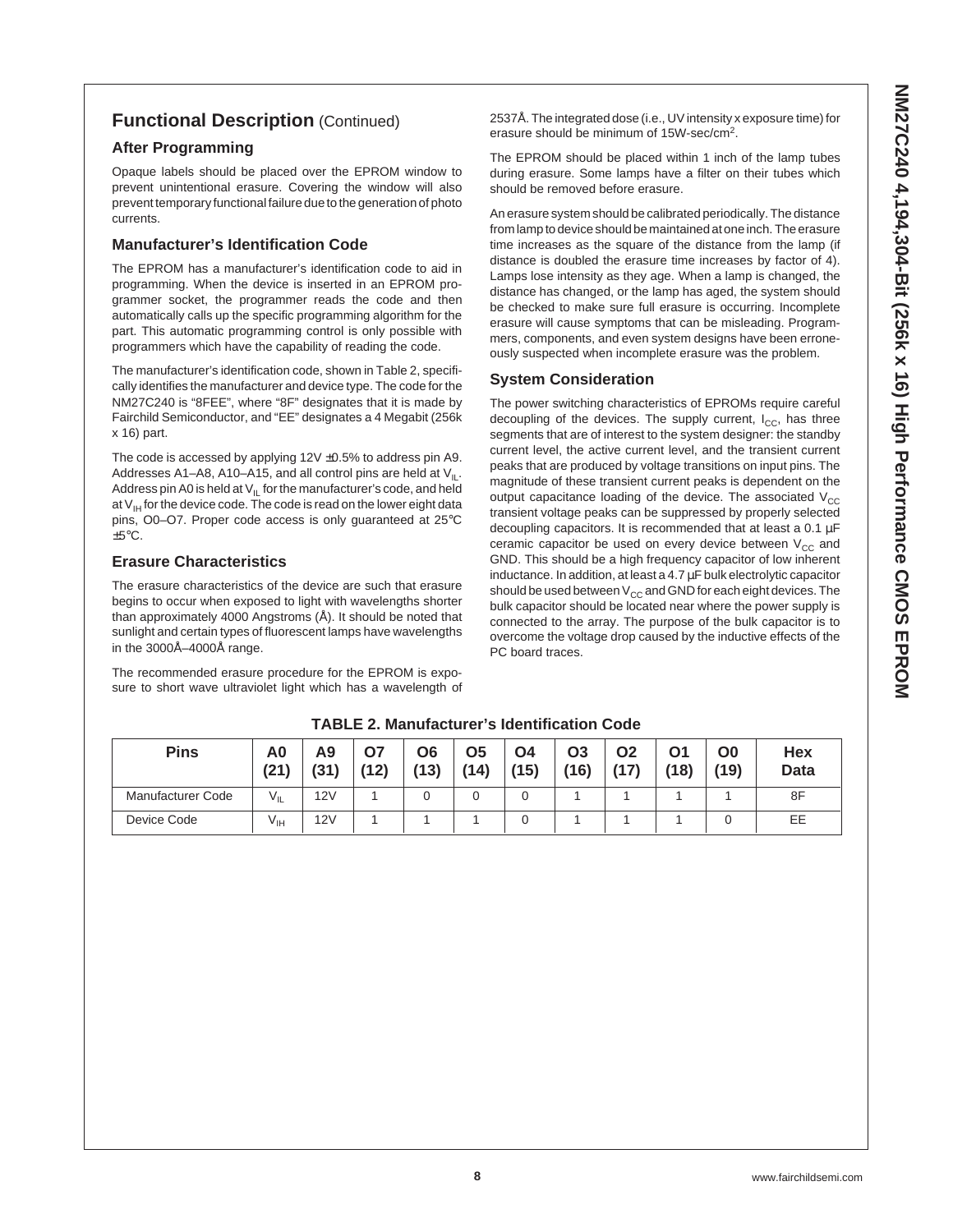## Functional Description (Continued)

### After Programming

Opaque labels should be placed over the EPROM window to prevent unintentional erasure. Covering the window will also prevent temporary functional failure due to the generation of photo currents.

### Manufacturer's Identification Code

The EPROM has a manufacturer's identification code to aid in programming. When the device is inserted in an EPROM programmer socket, the programmer reads the code and then automatically calls up the specific programming algorithm for the part. This automatic programming control is only possible with programmers which have the capability of reading the code.

The manufacturer's identification code, shown in Table 2, specifically identifies the manufacturer and device type. The code for the NM27C240 is "8FEE", where "8F" designates that it is made by Fairchild Semiconductor, and "EE" designates a 4 Megabit (256k x 16) part.

The code is accessed by applying 12V ±0.5% to address pin A9. Addresses A1–A8, A10–A15, and all control pins are held at $V_{IL}$. Address pin A0 is held at $V_{IL}$ for the manufacturer's code, and held at $V_{IH}$ for the device code. The code is read on the lower eight data pins, O0–O7. Proper code access is only guaranteed at 25°C ±5°C.

### Erasure Characteristics

The erasure characteristics of the device are such that erasure begins to occur when exposed to light with wavelengths shorter than approximately 4000 Angstroms (Å). It should be noted that sunlight and certain types of fluorescent lamps have wavelengths in the 3000Å–4000Å range.

The recommended erasure procedure for the EPROM is exposure to short wave ultraviolet light which has a wavelength of 2537Å. The integrated dose (i.e., UV intensity x exposure time) for erasure should be minimum of 15W-sec/cm$^2$.

The EPROM should be placed within 1 inch of the lamp tubes during erasure. Some lamps have a filter on their tubes which should be removed before erasure.

An erasure system should be calibrated periodically. The distance from lamp to device should be maintained at one inch. The erasure time increases as the square of the distance from the lamp (if distance is doubled the erasure time increases by factor of 4). Lamps lose intensity as they age. When a lamp is changed, the distance has changed, or the lamp has aged, the system should be checked to make sure full erasure is occurring. Incomplete erasure will cause symptoms that can be misleading. Programmers, components, and even system designs have been erroneously suspected when incomplete erasure was the problem.

### System Consideration

The power switching characteristics of EPROMs require careful decoupling of the devices. The supply current, $I_{CC}$, has three segments that are of interest to the system designer: the standby current level, the active current level, and the transient current peaks that are produced by voltage transitions on input pins. The magnitude of these transient current peaks is dependent on the output capacitance loading of the device. The associated $V_{CC}$ transient voltage peaks can be suppressed by properly selected decoupling capacitors. It is recommended that at least a 0.1 µF ceramic capacitor be used on every device between $V_{CC}$ and GND. This should be a high frequency capacitor of low inherent inductance. In addition, at least a 4.7 µF bulk electrolytic capacitor should be used between $V_{CC}$ and GND for each eight devices. The bulk capacitor should be located near where the power supply is connected to the array. The purpose of the bulk capacitor is to overcome the voltage drop caused by the inductive effects of the PC board traces.

**TABLE 2. Manufacturer's Identification Code**

| Pins | A0 (21) | A9 (31) | O7 (12) | O6 (13) | O5 (14) | O4 (15) | O3 (16) | O2 (17) | O1 (18) | O0 (19) | Hex Data |
|---|---|---|---|---|---|---|---|---|---|---|---|
| Manufacturer Code | $V_{IL}$ | 12V | 1 | 0 | 0 | 0 | 1 | 1 | 1 | 1 | 8F |
| Device Code | $V_{IH}$ | 12V | 1 | 1 | 1 | 0 | 1 | 1 | 1 | 0 | EE |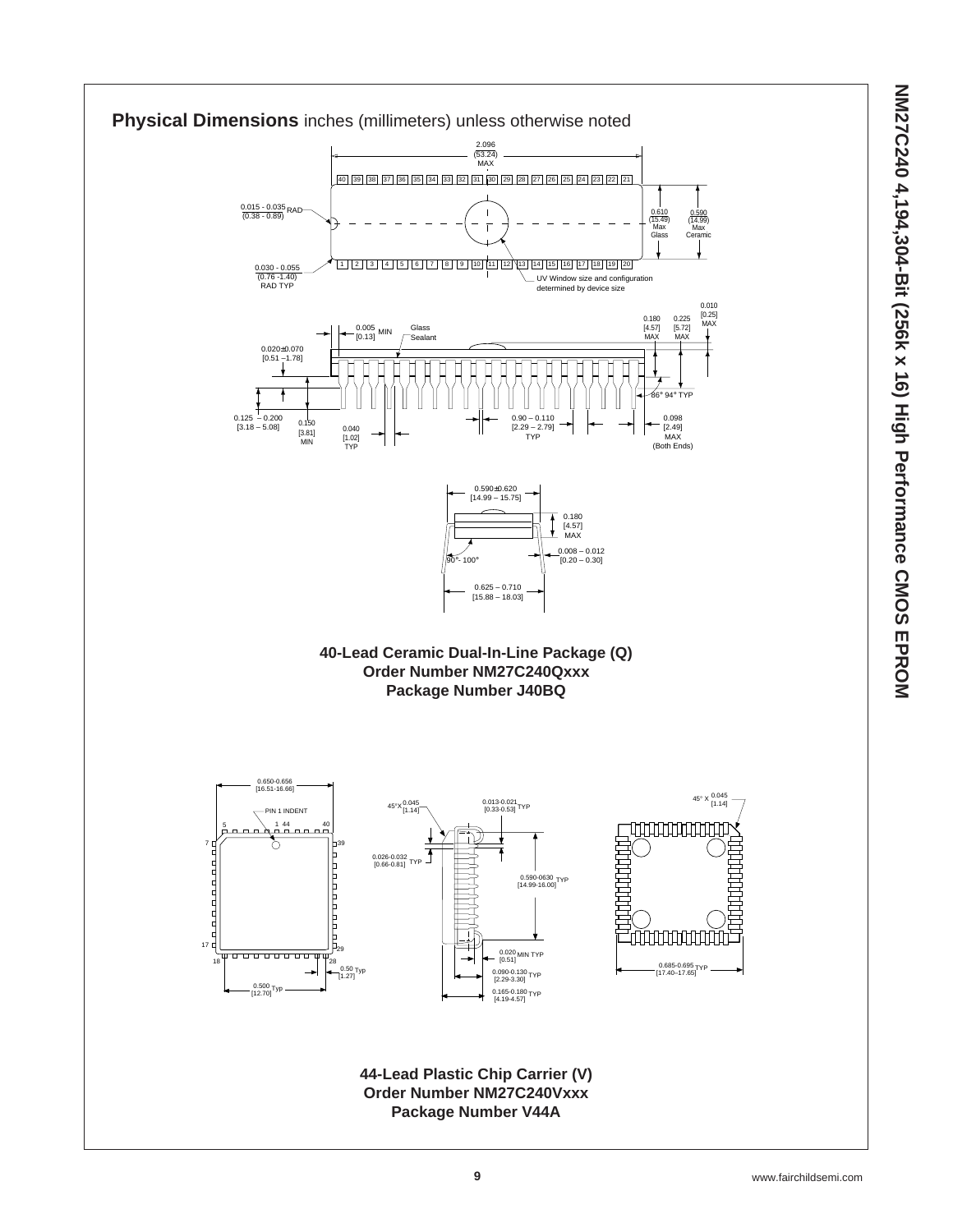## Physical Dimensions inches (millimeters) unless otherwise noted

**40-Lead Ceramic Dual-In-Line Package (Q)**
**Order Number NM27C240Qxxx**
**Package Number J40BQ**

**44-Lead Plastic Chip Carrier (V)**
**Order Number NM27C240Vxxx**
**Package Number V44A**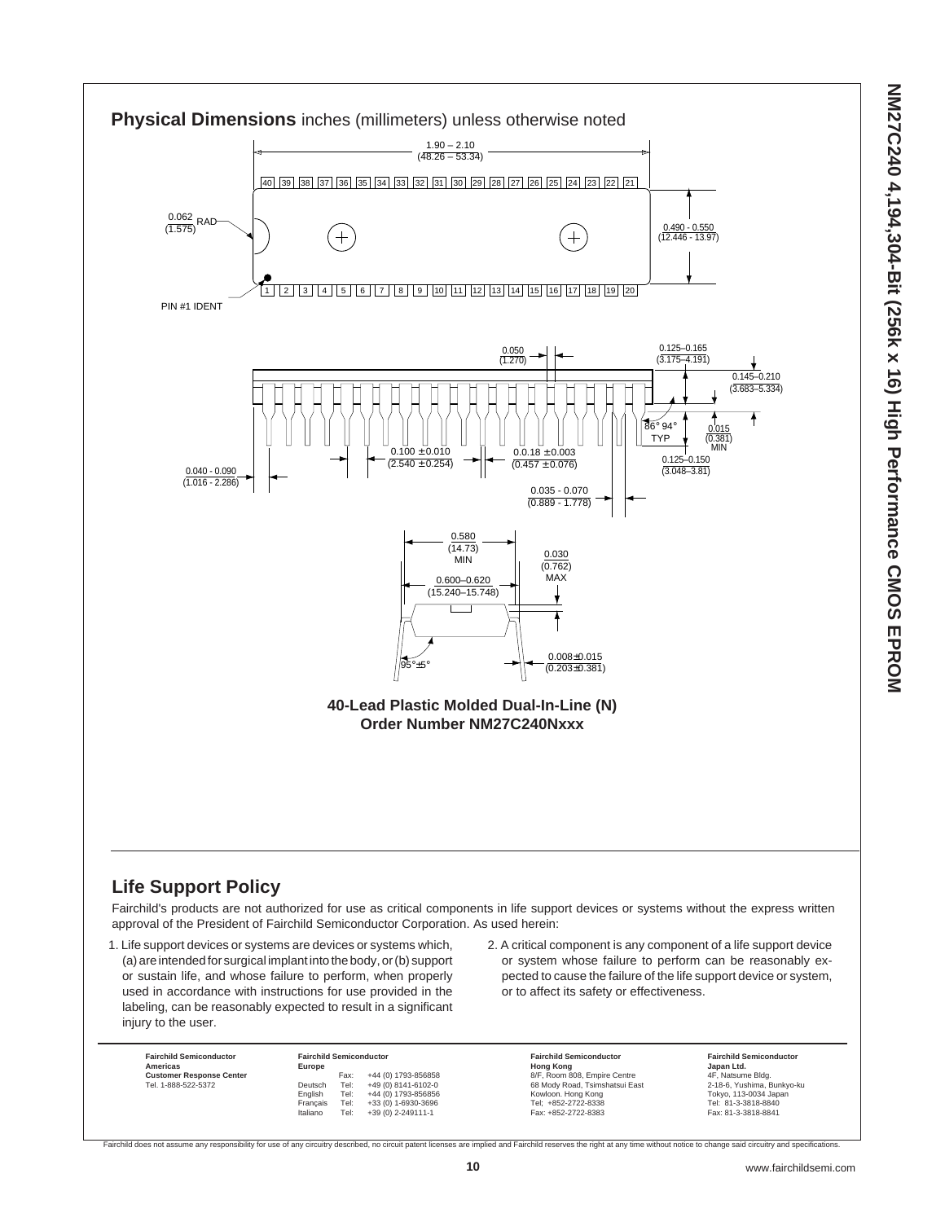## Physical Dimensions inches (millimeters) unless otherwise noted

1.90 – 2.10
(48.26 – 53.34)

40 39 38 37 36 35 34 33 32 31 30 29 28 27 26 25 24 23 22 21

0.062 RAD
(1.575)

0.490 - 0.550
(12.446 - 13.97)

1 2 3 4 5 6 7 8 9 10 11 12 13 14 15 16 17 18 19 20

PIN #1 IDENT

0.050
(1.270)

0.125–0.165
(3.175–4.191)

0.145–0.210
(3.683–5.334)

86° 94°
TYP

0.015
(0.381)
MIN

0.100 ± 0.010
(2.540 ± 0.254)

0.18 ± 0.003
(0.457 ± 0.076)

0.125–0.150
(3.048–3.81)

0.040 - 0.090
(1.016 - 2.286)

0.035 - 0.070
(0.889 - 1.778)

0.580
(14.73)
MIN

0.030
(0.762)
MAX

0.600–0.620
(15.240–15.748)

95°±5°

0.008±0.015
(0.203±0.381)

**40-Lead Plastic Molded Dual-In-Line (N)**
**Order Number NM27C240Nxxx**

## Life Support Policy

Fairchild's products are not authorized for use as critical components in life support devices or systems without the express written approval of the President of Fairchild Semiconductor Corporation. As used herein:

1. Life support devices or systems are devices or systems which, (a) are intended for surgical implant into the body, or (b) support or sustain life, and whose failure to perform, when properly used in accordance with instructions for use provided in the labeling, can be reasonably expected to result in a significant injury to the user.

2. A critical component is any component of a life support device or system whose failure to perform can be reasonably expected to cause the failure of the life support device or system, or to affect its safety or effectiveness.

**Fairchild Semiconductor**
**Americas**
**Customer Response Center**
Tel. 1-888-522-5372

**Fairchild Semiconductor**
**Europe**
Fax: +44 (0) 1793-856858
Deutsch Tel: +49 (0) 8141-6102-0
English Tel: +44 (0) 1793-856856
Français Tel: +33 (0) 1-6930-3696
Italiano Tel: +39 (0) 2-249111-1

**Fairchild Semiconductor**
**Hong Kong**
8/F, Room 808, Empire Centre
68 Mody Road, Tsimshatsui East
Kowloon. Hong Kong
Tel; +852-2722-8338
Fax: +852-2722-8383

**Fairchild Semiconductor**
**Japan Ltd.**
4F, Natsume Bldg.
2-18-6, Yushima, Bunkyo-ku
Tokyo, 113-0034 Japan
Tel: 81-3-3818-8840
Fax: 81-3-3818-8841

Fairchild does not assume any responsibility for use of any circuitry described, no circuit patent licenses are implied and Fairchild reserves the right at any time without notice to change said circuitry and specifications.